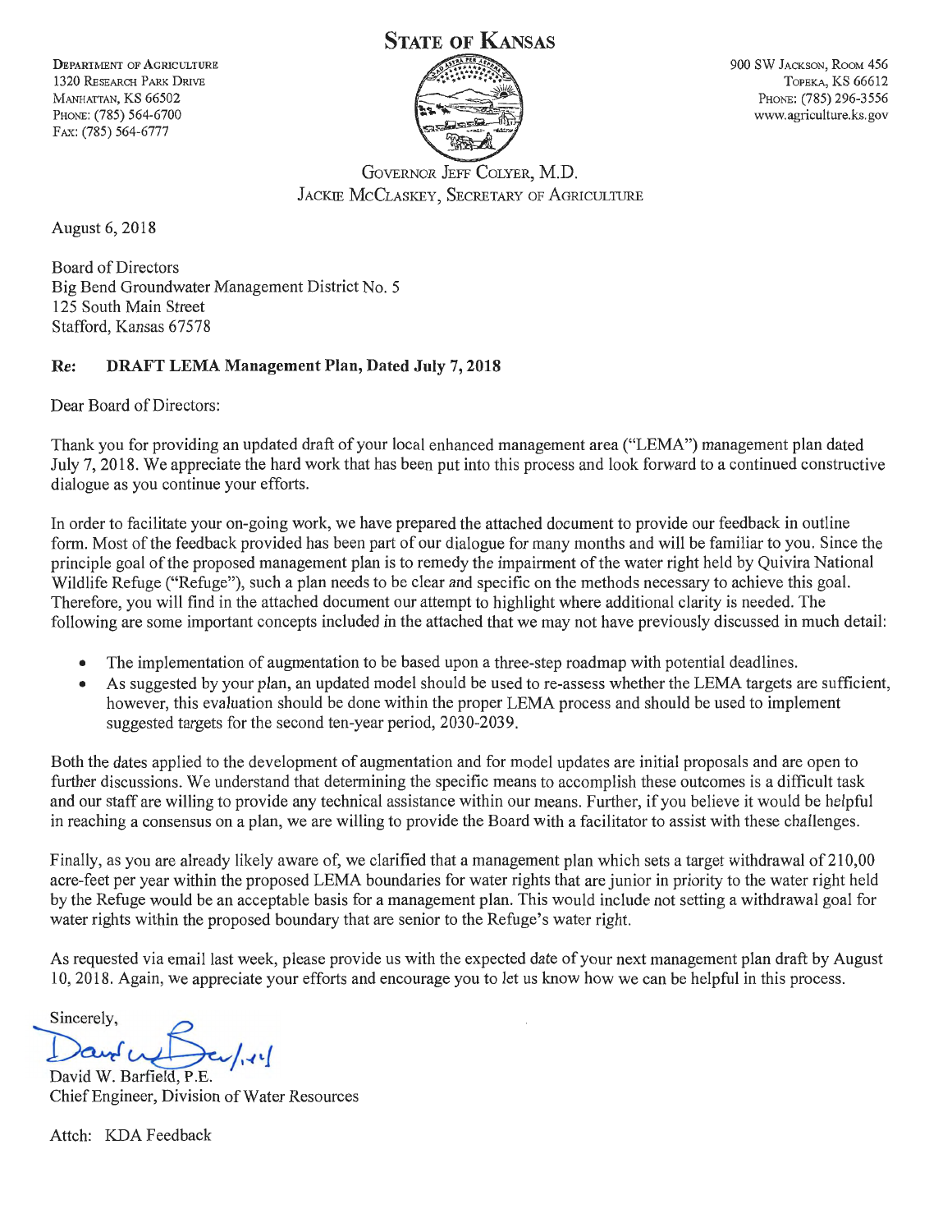# STATE OF KANSAS

DEPARTMENT OF AGRICULTURE
1320 RESEARCH PARK DRIVE
MANHATTAN, KS 66502
PHONE: (785) 564-6700
FAX: (785) 564-6777

900 SW JACKSON, ROOM 456
TOPEKA, KS 66612
PHONE: (785) 296-3556
www.agriculture.ks.gov

GOVERNOR JEFF COLYER, M.D.
JACKIE MCCLASKEY, SECRETARY OF AGRICULTURE

August 6, 2018

Board of Directors
Big Bend Groundwater Management District No. 5
125 South Main Street
Stafford, Kansas 67578

**Re: DRAFT LEMA Management Plan, Dated July 7, 2018**

Dear Board of Directors:

Thank you for providing an updated draft of your local enhanced management area ("LEMA") management plan dated July 7, 2018. We appreciate the hard work that has been put into this process and look forward to a continued constructive dialogue as you continue your efforts.

In order to facilitate your on-going work, we have prepared the attached document to provide our feedback in outline form. Most of the feedback provided has been part of our dialogue for many months and will be familiar to you. Since the principle goal of the proposed management plan is to remedy the impairment of the water right held by Quivira National Wildlife Refuge ("Refuge"), such a plan needs to be clear and specific on the methods necessary to achieve this goal. Therefore, you will find in the attached document our attempt to highlight where additional clarity is needed. The following are some important concepts included in the attached that we may not have previously discussed in much detail:

- The implementation of augmentation to be based upon a three-step roadmap with potential deadlines.
- As suggested by your plan, an updated model should be used to re-assess whether the LEMA targets are sufficient, however, this evaluation should be done within the proper LEMA process and should be used to implement suggested targets for the second ten-year period, 2030-2039.

Both the dates applied to the development of augmentation and for model updates are initial proposals and are open to further discussions. We understand that determining the specific means to accomplish these outcomes is a difficult task and our staff are willing to provide any technical assistance within our means. Further, if you believe it would be helpful in reaching a consensus on a plan, we are willing to provide the Board with a facilitator to assist with these challenges.

Finally, as you are already likely aware of, we clarified that a management plan which sets a target withdrawal of 210,00 acre-feet per year within the proposed LEMA boundaries for water rights that are junior in priority to the water right held by the Refuge would be an acceptable basis for a management plan. This would include not setting a withdrawal goal for water rights within the proposed boundary that are senior to the Refuge's water right.

As requested via email last week, please provide us with the expected date of your next management plan draft by August 10, 2018. Again, we appreciate your efforts and encourage you to let us know how we can be helpful in this process.

Sincerely,

David W. Barfield, P.E.
Chief Engineer, Division of Water Resources

Attch: KDA Feedback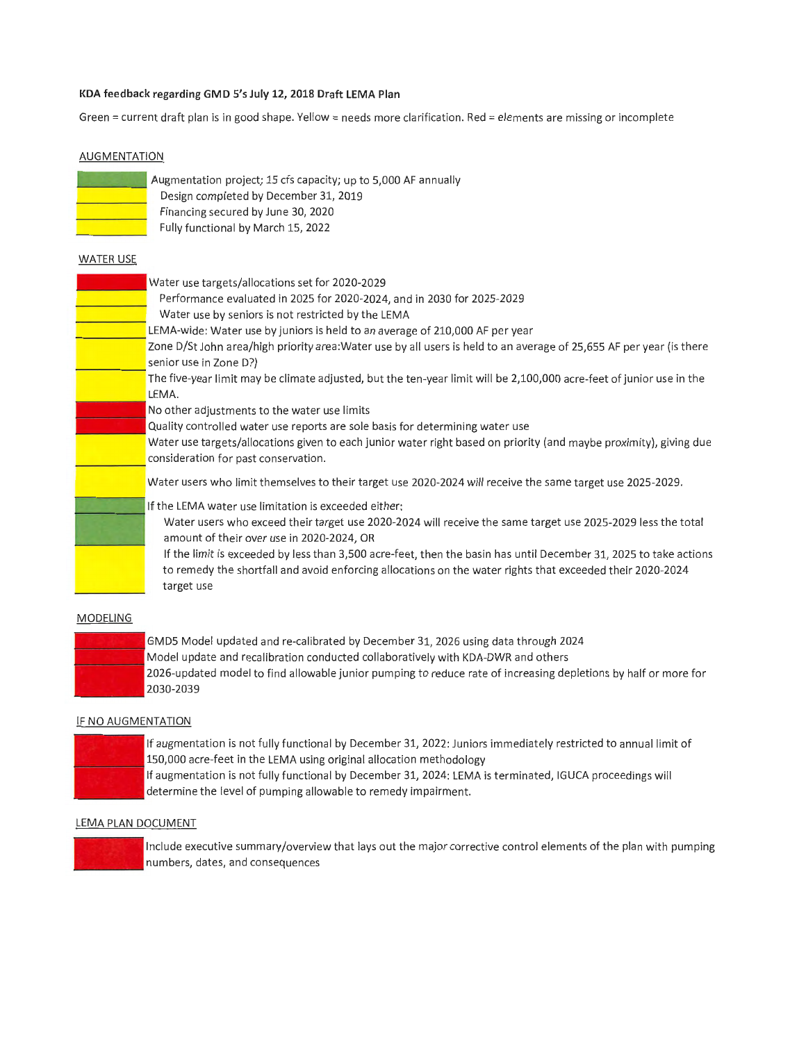**KDA feedback regarding GMD 5's July 12, 2018 Draft LEMA Plan**

Green = current draft plan is in good shape. Yellow = needs more clarification. Red = elements are missing or incomplete

AUGMENTATION

Augmentation project; 15 cfs capacity; up to 5,000 AF annually

- Design completed by December 31, 2019
- Financing secured by June 30, 2020
- Fully functional by March 15, 2022

WATER USE

Water use targets/allocations set for 2020-2029

- Performance evaluated in 2025 for 2020-2024, and in 2030 for 2025-2029
- Water use by seniors is not restricted by the LEMA

LEMA-wide: Water use by juniors is held to an average of 210,000 AF per year

Zone D/St John area/high priority area:Water use by all users is held to an average of 25,655 AF per year (is there senior use in Zone D?)

The five-year limit may be climate adjusted, but the ten-year limit will be 2,100,000 acre-feet of junior use in the LEMA.

No other adjustments to the water use limits

Quality controlled water use reports are sole basis for determining water use

Water use targets/allocations given to each junior water right based on priority (and maybe proximity), giving due consideration for past conservation.

Water users who limit themselves to their target use 2020-2024 will receive the same target use 2025-2029.

If the LEMA water use limitation is exceeded either:

- Water users who exceed their target use 2020-2024 will receive the same target use 2025-2029 less the total amount of their over use in 2020-2024, OR
- If the limit is exceeded by less than 3,500 acre-feet, then the basin has until December 31, 2025 to take actions to remedy the shortfall and avoid enforcing allocations on the water rights that exceeded their 2020-2024 target use

MODELING

GMD5 Model updated and re-calibrated by December 31, 2026 using data through 2024

Model update and recalibration conducted collaboratively with KDA-DWR and others

2026-updated model to find allowable junior pumping to reduce rate of increasing depletions by half or more for 2030-2039

IF NO AUGMENTATION

If augmentation is not fully functional by December 31, 2022: Juniors immediately restricted to annual limit of 150,000 acre-feet in the LEMA using original allocation methodology

If augmentation is not fully functional by December 31, 2024: LEMA is terminated, IGUCA proceedings will determine the level of pumping allowable to remedy impairment.

LEMA PLAN DOCUMENT

Include executive summary/overview that lays out the major corrective control elements of the plan with pumping numbers, dates, and consequences